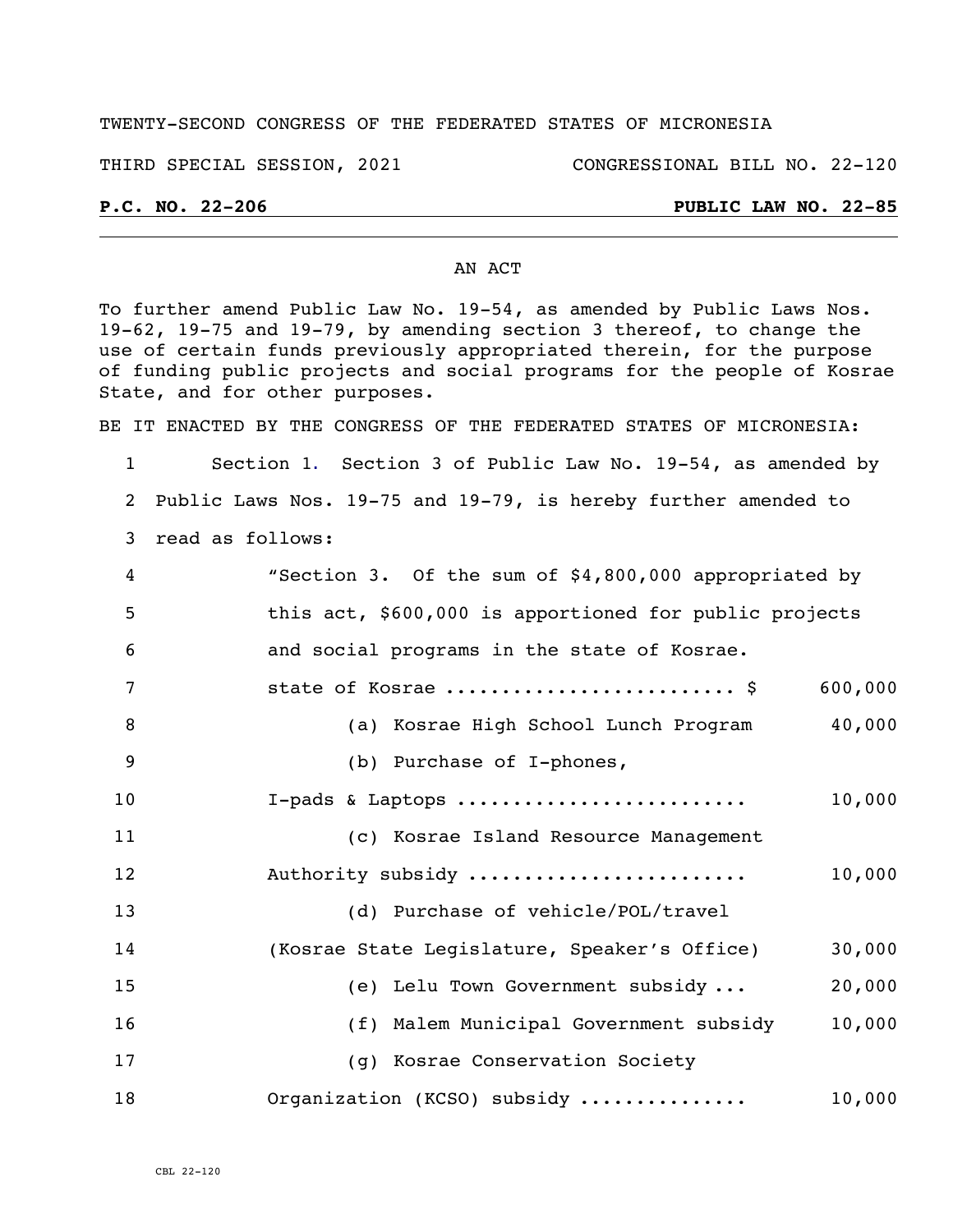TWENTY-SECOND CONGRESS OF THE FEDERATED STATES OF MICRONESIA

THIRD SPECIAL SESSION, 2021 CONGRESSIONAL BILL NO. 22-120

**P.C. NO. 22-206** **PUBLIC LAW NO. 22-85**

AN ACT

To further amend Public Law No. 19-54, as amended by Public Laws Nos. 19-62, 19-75 and 19-79, by amending section 3 thereof, to change the use of certain funds previously appropriated therein, for the purpose of funding public projects and social programs for the people of Kosrae State, and for other purposes.

BE IT ENACTED BY THE CONGRESS OF THE FEDERATED STATES OF MICRONESIA:

Section 1. Section 3 of Public Law No. 19-54, as amended by Public Laws Nos. 19-75 and 19-79, is hereby further amended to read as follows:

"Section 3. Of the sum of $4,800,000 appropriated by this act, $600,000 is apportioned for public projects and social programs in the state of Kosrae.

| | |
|---|---|
| state of Kosrae ......................... $ | 600,000 |
| (a) Kosrae High School Lunch Program | 40,000 |
| (b) Purchase of I-phones, I-pads & Laptops ......................... | 10,000 |
| (c) Kosrae Island Resource Management Authority subsidy ........................ | 10,000 |
| (d) Purchase of vehicle/POL/travel (Kosrae State Legislature, Speaker's Office) | 30,000 |
| (e) Lelu Town Government subsidy ... | 20,000 |
| (f) Malem Municipal Government subsidy | 10,000 |
| (g) Kosrae Conservation Society Organization (KCSO) subsidy .............. | 10,000 |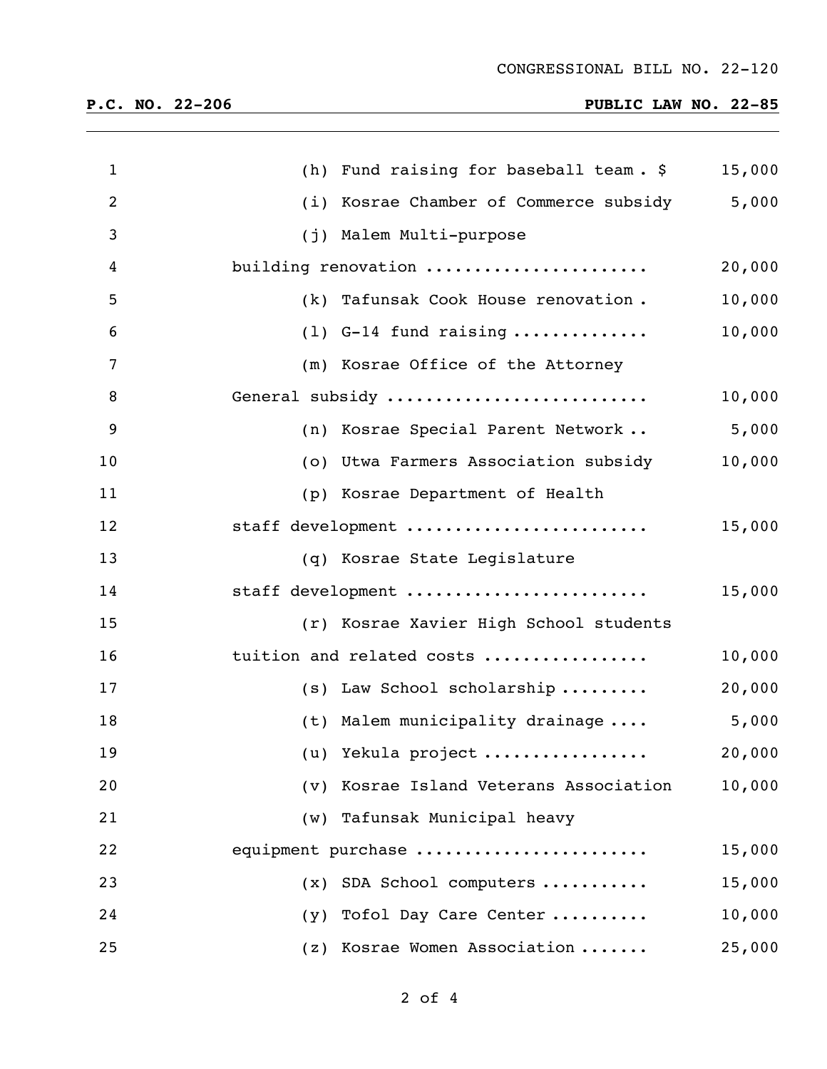(h) Fund raising for baseball team . $ 15,000

(i) Kosrae Chamber of Commerce subsidy 5,000

(j) Malem Multi-purpose building renovation ...................... 20,000

(k) Tafunsak Cook House renovation . 10,000

(l) G-14 fund raising ............. 10,000

(m) Kosrae Office of the Attorney General subsidy .......................... 10,000

(n) Kosrae Special Parent Network .. 5,000

(o) Utwa Farmers Association subsidy 10,000

(p) Kosrae Department of Health staff development ........................ 15,000

(q) Kosrae State Legislature staff development ........................ 15,000

(r) Kosrae Xavier High School students tuition and related costs ................ 10,000

(s) Law School scholarship ......... 20,000

(t) Malem municipality drainage .... 5,000

(u) Yekula project ................ 20,000

(v) Kosrae Island Veterans Association 10,000

(w) Tafunsak Municipal heavy equipment purchase ....................... 15,000

(x) SDA School computers .......... 15,000

(y) Tofol Day Care Center .......... 10,000

(z) Kosrae Women Association ....... 25,000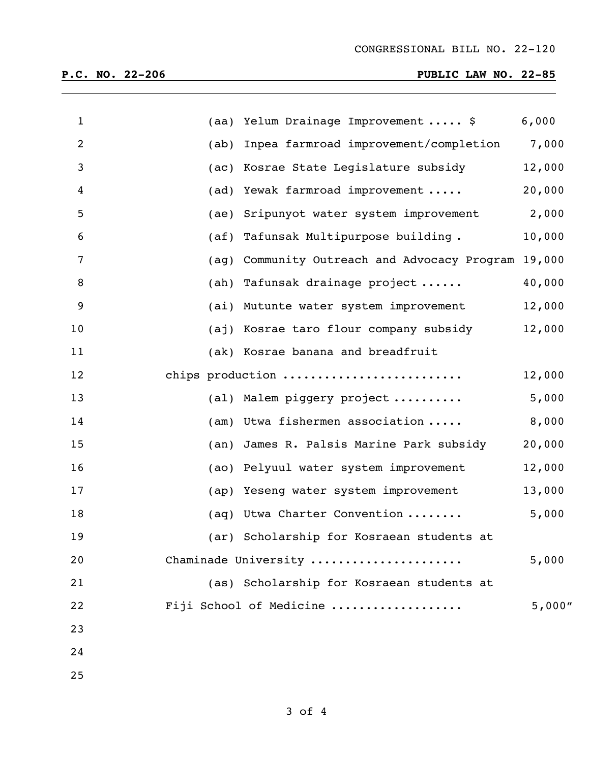(aa) Yelum Drainage Improvement ..... $ 6,000

(ab) Inpea farmroad improvement/completion 7,000

(ac) Kosrae State Legislature subsidy 12,000

(ad) Yewak farmroad improvement ..... 20,000

(ae) Sripunyot water system improvement 2,000

(af) Tafunsak Multipurpose building . 10,000

(ag) Community Outreach and Advocacy Program 19,000

(ah) Tafunsak drainage project ...... 40,000

(ai) Mutunte water system improvement 12,000

(aj) Kosrae taro flour company subsidy 12,000

(ak) Kosrae banana and breadfruit chips production ........................ 12,000

(al) Malem piggery project .......... 5,000

(am) Utwa fishermen association ..... 8,000

(an) James R. Palsis Marine Park subsidy 20,000

(ao) Pelyuul water system improvement 12,000

(ap) Yeseng water system improvement 13,000

(aq) Utwa Charter Convention ........ 5,000

(ar) Scholarship for Kosraean students at Chaminade University .................... 5,000

(as) Scholarship for Kosraean students at Fiji School of Medicine .................. 5,000"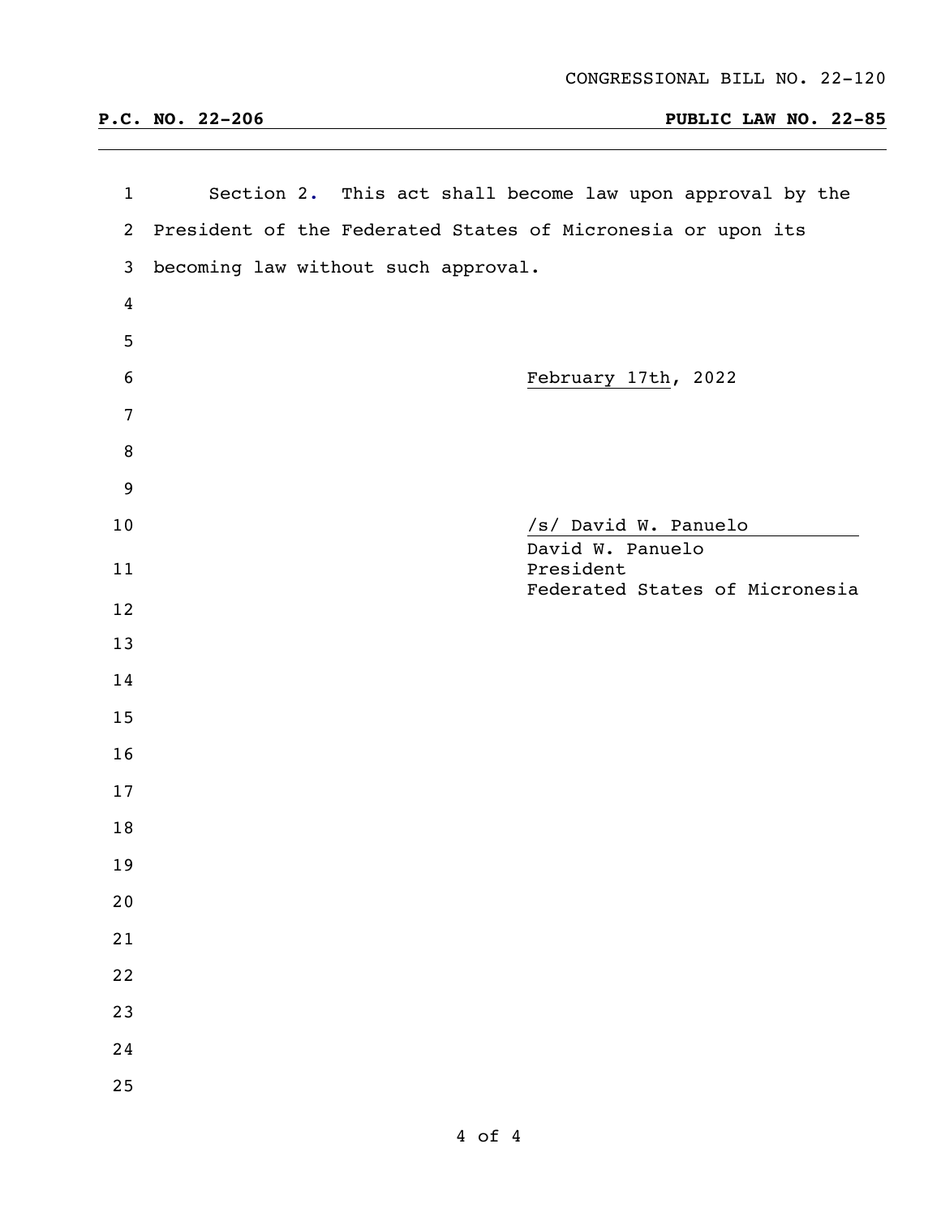CONGRESSIONAL BILL NO. 22-120

**P.C. NO. 22-206** **PUBLIC LAW NO. 22-85**

Section 2. This act shall become law upon approval by the President of the Federated States of Micronesia or upon its becoming law without such approval.

February 17th, 2022

/s/ David W. Panuelo
David W. Panuelo
President
Federated States of Micronesia